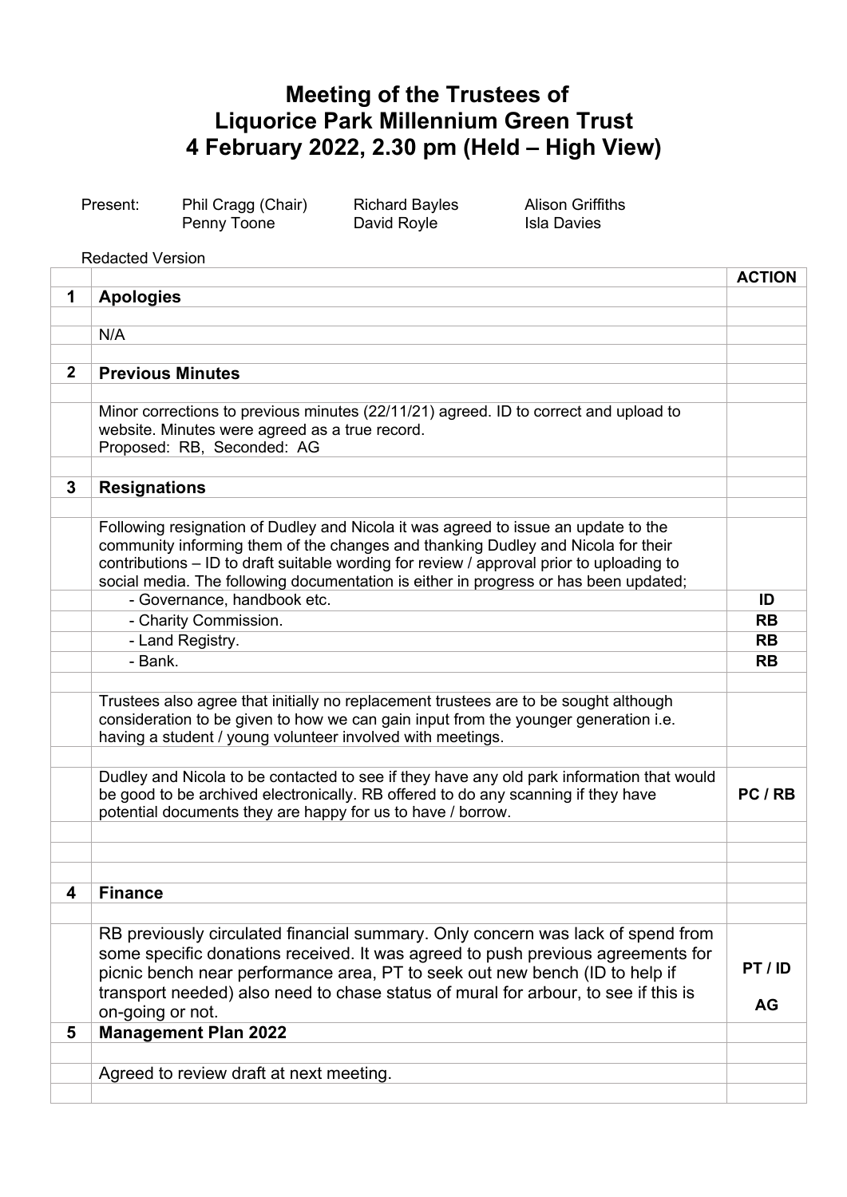# Meeting of the Trustees of Liquorice Park Millennium Green Trust
# 4 February 2022, 2.30 pm (Held – High View)

Present: Phil Cragg (Chair), Richard Bayles, Alison Griffiths, Penny Toone, David Royle, Isla Davies

Redacted Version

| | | ACTION |
|---|---|---|
| **1** | **Apologies** | |
| | N/A | |
| **2** | **Previous Minutes** | |
| | Minor corrections to previous minutes (22/11/21) agreed. ID to correct and upload to website. Minutes were agreed as a true record.<br>Proposed: RB, Seconded: AG | |
| **3** | **Resignations** | |
| | Following resignation of Dudley and Nicola it was agreed to issue an update to the community informing them of the changes and thanking Dudley and Nicola for their contributions – ID to draft suitable wording for review / approval prior to uploading to social media. The following documentation is either in progress or has been updated; | |
| | - Governance, handbook etc. | **ID** |
| | - Charity Commission. | **RB** |
| | - Land Registry. | **RB** |
| | - Bank. | **RB** |
| | Trustees also agree that initially no replacement trustees are to be sought although consideration to be given to how we can gain input from the younger generation i.e. having a student / young volunteer involved with meetings. | |
| | Dudley and Nicola to be contacted to see if they have any old park information that would be good to be archived electronically. RB offered to do any scanning if they have potential documents they are happy for us to have / borrow. | **PC / RB** |
| **4** | **Finance** | |
| | RB previously circulated financial summary. Only concern was lack of spend from some specific donations received. It was agreed to push previous agreements for picnic bench near performance area, PT to seek out new bench (ID to help if transport needed) also need to chase status of mural for arbour, to see if this is on-going or not. | **PT / ID**<br><br>**AG** |
| **5** | **Management Plan 2022** | |
| | Agreed to review draft at next meeting. | |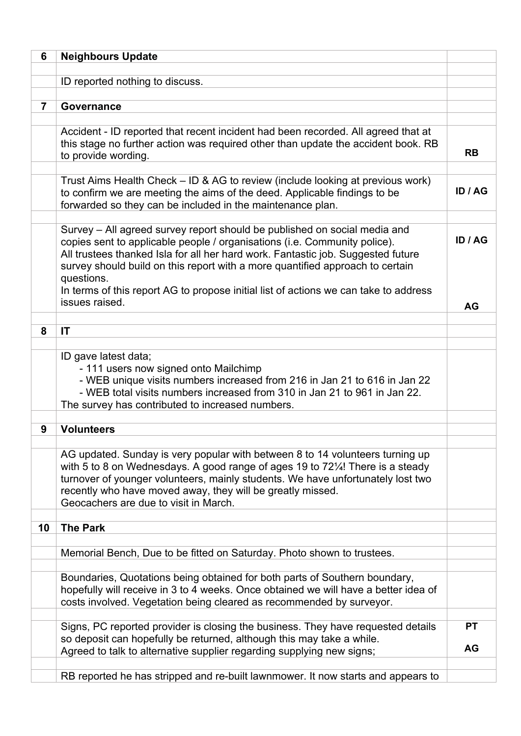| 6 | **Neighbours Update** | |
|---|---|---|
| | | |
| | ID reported nothing to discuss. | |
| | | |
| 7 | **Governance** | |
| | | |
| | Accident - ID reported that recent incident had been recorded. All agreed that at this stage no further action was required other than update the accident book. RB to provide wording. | **RB** |
| | | |
| | Trust Aims Health Check – ID & AG to review (include looking at previous work) to confirm we are meeting the aims of the deed. Applicable findings to be forwarded so they can be included in the maintenance plan. | **ID / AG** |
| | | |
| | Survey – All agreed survey report should be published on social media and copies sent to applicable people / organisations (i.e. Community police).<br>All trustees thanked Isla for all her hard work. Fantastic job. Suggested future survey should build on this report with a more quantified approach to certain questions.<br>In terms of this report AG to propose initial list of actions we can take to address issues raised. | **ID / AG**<br><br>**AG** |
| | | |
| 8 | **IT** | |
| | | |
| | ID gave latest data;<br>- 111 users now signed onto Mailchimp<br>- WEB unique visits numbers increased from 216 in Jan 21 to 616 in Jan 22<br>- WEB total visits numbers increased from 310 in Jan 21 to 961 in Jan 22.<br>The survey has contributed to increased numbers. | |
| | | |
| 9 | **Volunteers** | |
| | | |
| | AG updated. Sunday is very popular with between 8 to 14 volunteers turning up with 5 to 8 on Wednesdays. A good range of ages 19 to 72¼! There is a steady turnover of younger volunteers, mainly students. We have unfortunately lost two recently who have moved away, they will be greatly missed.<br>Geocachers are due to visit in March. | |
| | | |
| 10 | **The Park** | |
| | | |
| | Memorial Bench, Due to be fitted on Saturday. Photo shown to trustees. | |
| | | |
| | Boundaries, Quotations being obtained for both parts of Southern boundary, hopefully will receive in 3 to 4 weeks. Once obtained we will have a better idea of costs involved. Vegetation being cleared as recommended by surveyor. | |
| | | |
| | Signs, PC reported provider is closing the business. They have requested details so deposit can hopefully be returned, although this may take a while.<br>Agreed to talk to alternative supplier regarding supplying new signs; | **PT**<br><br>**AG** |
| | | |
| | RB reported he has stripped and re-built lawnmower. It now starts and appears to | |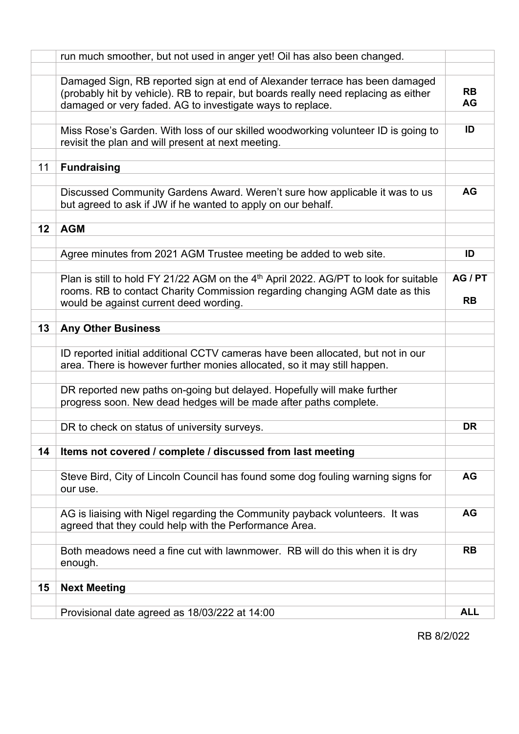| | | |
|---|---|---|
| | run much smoother, but not used in anger yet! Oil has also been changed. | |
| | | |
| | Damaged Sign, RB reported sign at end of Alexander terrace has been damaged (probably hit by vehicle). RB to repair, but boards really need replacing as either damaged or very faded. AG to investigate ways to replace. | **RB** **AG** |
| | | |
| | Miss Rose's Garden. With loss of our skilled woodworking volunteer ID is going to revisit the plan and will present at next meeting. | **ID** |
| | | |
| 11 | **Fundraising** | |
| | | |
| | Discussed Community Gardens Award. Weren't sure how applicable it was to us but agreed to ask if JW if he wanted to apply on our behalf. | **AG** |
| | | |
| **12** | **AGM** | |
| | | |
| | Agree minutes from 2021 AGM Trustee meeting be added to web site. | **ID** |
| | | |
| | Plan is still to hold FY 21/22 AGM on the 4th April 2022. AG/PT to look for suitable rooms. RB to contact Charity Commission regarding changing AGM date as this would be against current deed wording. | **AG / PT** **RB** |
| | | |
| **13** | **Any Other Business** | |
| | | |
| | ID reported initial additional CCTV cameras have been allocated, but not in our area. There is however further monies allocated, so it may still happen. | |
| | | |
| | DR reported new paths on-going but delayed. Hopefully will make further progress soon. New dead hedges will be made after paths complete. | |
| | | |
| | DR to check on status of university surveys. | **DR** |
| | | |
| **14** | **Items not covered / complete / discussed from last meeting** | |
| | | |
| | Steve Bird, City of Lincoln Council has found some dog fouling warning signs for our use. | **AG** |
| | | |
| | AG is liaising with Nigel regarding the Community payback volunteers. It was agreed that they could help with the Performance Area. | **AG** |
| | | |
| | Both meadows need a fine cut with lawnmower. RB will do this when it is dry enough. | **RB** |
| | | |
| **15** | **Next Meeting** | |
| | | |
| | Provisional date agreed as 18/03/222 at 14:00 | **ALL** |

RB 8/2/022